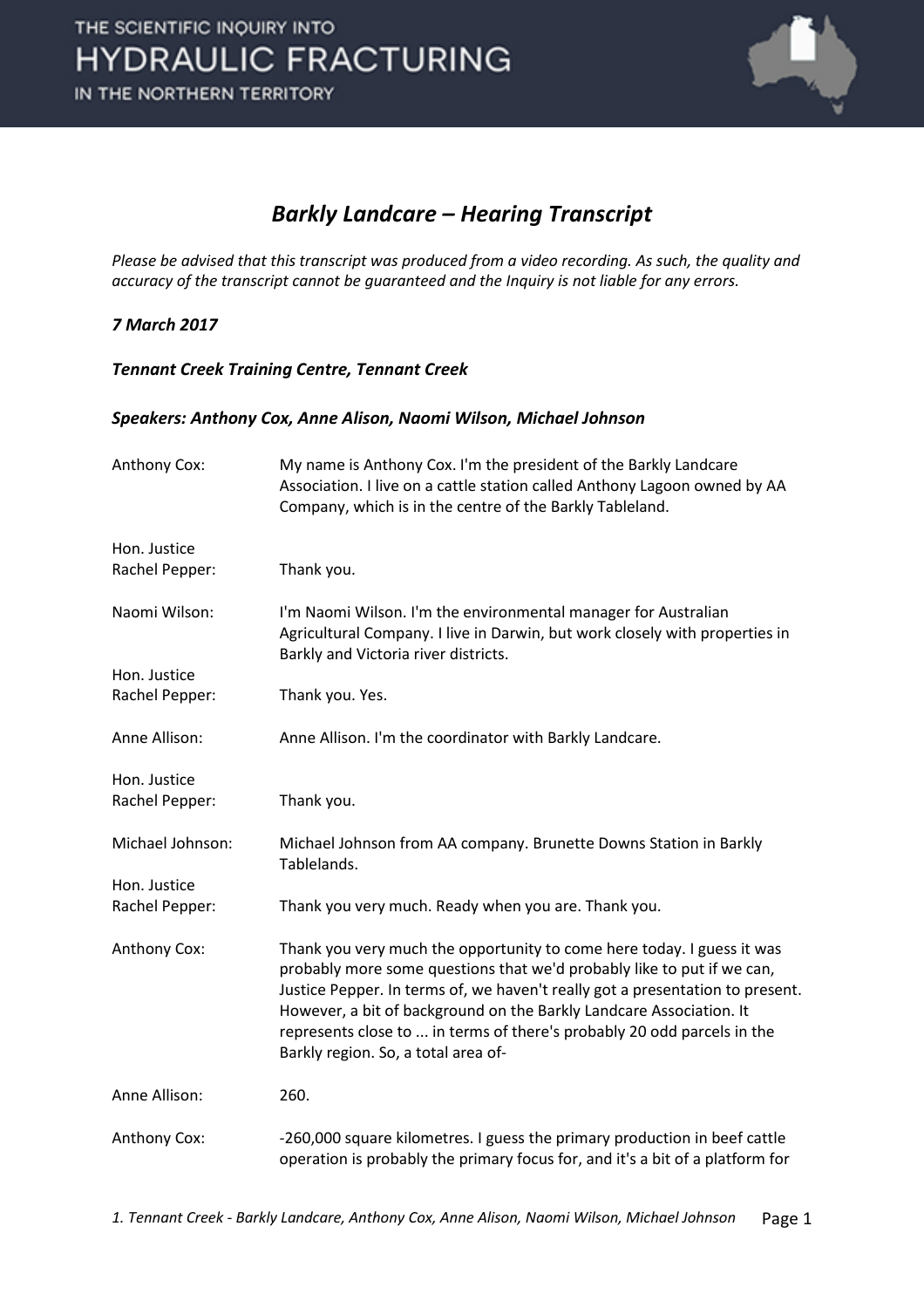# Barkly Landcare – Hearing Transcript

*Please be advised that this transcript was produced from a video recording. As such, the quality and accuracy of the transcript cannot be guaranteed and the Inquiry is not liable for any errors.*

***7 March 2017***

***Tennant Creek Training Centre, Tennant Creek***

***Speakers: Anthony Cox, Anne Alison, Naomi Wilson, Michael Johnson***

| | |
|---|---|
| Anthony Cox: | My name is Anthony Cox. I'm the president of the Barkly Landcare Association. I live on a cattle station called Anthony Lagoon owned by AA Company, which is in the centre of the Barkly Tableland. |
| Hon. Justice Rachel Pepper: | Thank you. |
| Naomi Wilson: | I'm Naomi Wilson. I'm the environmental manager for Australian Agricultural Company. I live in Darwin, but work closely with properties in Barkly and Victoria river districts. |
| Hon. Justice Rachel Pepper: | Thank you. Yes. |
| Anne Allison: | Anne Allison. I'm the coordinator with Barkly Landcare. |
| Hon. Justice Rachel Pepper: | Thank you. |
| Michael Johnson: | Michael Johnson from AA company. Brunette Downs Station in Barkly Tablelands. |
| Hon. Justice Rachel Pepper: | Thank you very much. Ready when you are. Thank you. |
| Anthony Cox: | Thank you very much the opportunity to come here today. I guess it was probably more some questions that we'd probably like to put if we can, Justice Pepper. In terms of, we haven't really got a presentation to present. However, a bit of background on the Barkly Landcare Association. It represents close to ... in terms of there's probably 20 odd parcels in the Barkly region. So, a total area of- |
| Anne Allison: | 260. |
| Anthony Cox: | -260,000 square kilometres. I guess the primary production in beef cattle operation is probably the primary focus for, and it's a bit of a platform for |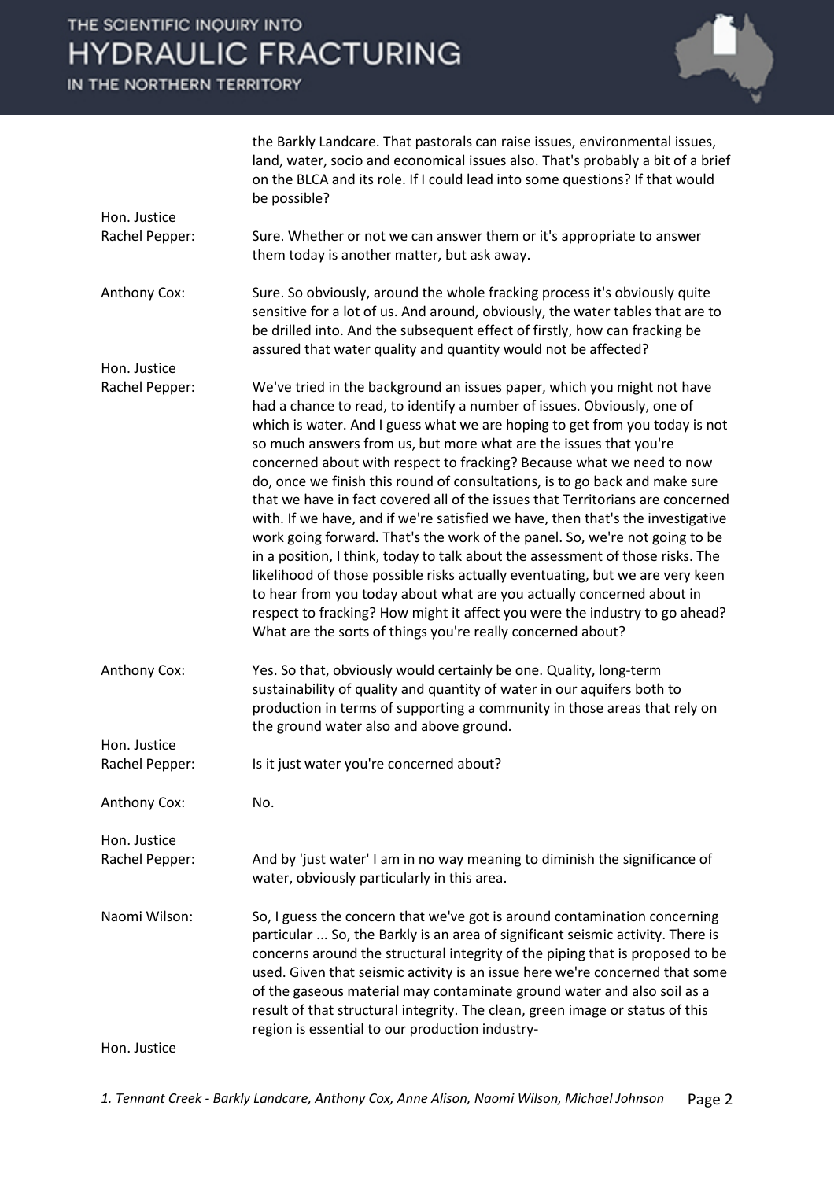the Barkly Landcare. That pastorals can raise issues, environmental issues, land, water, socio and economical issues also. That's probably a bit of a brief on the BLCA and its role. If I could lead into some questions? If that would be possible?

**Hon. Justice Rachel Pepper:** Sure. Whether or not we can answer them or it's appropriate to answer them today is another matter, but ask away.

**Anthony Cox:** Sure. So obviously, around the whole fracking process it's obviously quite sensitive for a lot of us. And around, obviously, the water tables that are to be drilled into. And the subsequent effect of firstly, how can fracking be assured that water quality and quantity would not be affected?

**Hon. Justice Rachel Pepper:** We've tried in the background an issues paper, which you might not have had a chance to read, to identify a number of issues. Obviously, one of which is water. And I guess what we are hoping to get from you today is not so much answers from us, but more what are the issues that you're concerned about with respect to fracking? Because what we need to now do, once we finish this round of consultations, is to go back and make sure that we have in fact covered all of the issues that Territorians are concerned with. If we have, and if we're satisfied we have, then that's the investigative work going forward. That's the work of the panel. So, we're not going to be in a position, I think, today to talk about the assessment of those risks. The likelihood of those possible risks actually eventuating, but we are very keen to hear from you today about what are you actually concerned about in respect to fracking? How might it affect you were the industry to go ahead? What are the sorts of things you're really concerned about?

**Anthony Cox:** Yes. So that, obviously would certainly be one. Quality, long-term sustainability of quality and quantity of water in our aquifers both to production in terms of supporting a community in those areas that rely on the ground water also and above ground.

**Hon. Justice Rachel Pepper:** Is it just water you're concerned about?

**Anthony Cox:** No.

**Hon. Justice Rachel Pepper:** And by 'just water' I am in no way meaning to diminish the significance of water, obviously particularly in this area.

**Naomi Wilson:** So, I guess the concern that we've got is around contamination concerning particular ... So, the Barkly is an area of significant seismic activity. There is concerns around the structural integrity of the piping that is proposed to be used. Given that seismic activity is an issue here we're concerned that some of the gaseous material may contaminate ground water and also soil as a result of that structural integrity. The clean, green image or status of this region is essential to our production industry-

**Hon. Justice**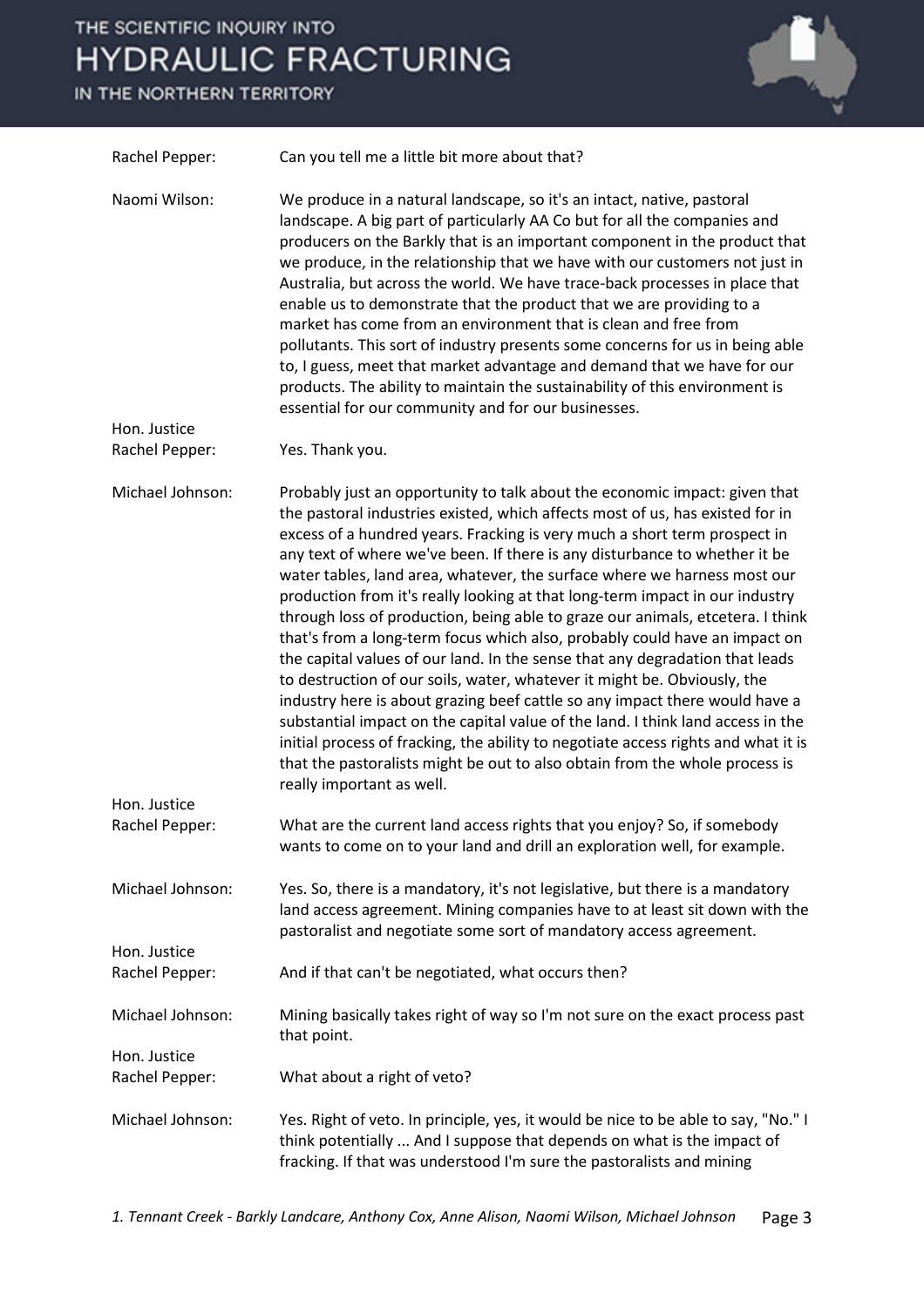Rachel Pepper: Can you tell me a little bit more about that?

Naomi Wilson: We produce in a natural landscape, so it's an intact, native, pastoral landscape. A big part of particularly AA Co but for all the companies and producers on the Barkly that is an important component in the product that we produce, in the relationship that we have with our customers not just in Australia, but across the world. We have trace-back processes in place that enable us to demonstrate that the product that we are providing to a market has come from an environment that is clean and free from pollutants. This sort of industry presents some concerns for us in being able to, I guess, meet that market advantage and demand that we have for our products. The ability to maintain the sustainability of this environment is essential for our community and for our businesses.

Hon. Justice Rachel Pepper: Yes. Thank you.

Michael Johnson: Probably just an opportunity to talk about the economic impact: given that the pastoral industries existed, which affects most of us, has existed for in excess of a hundred years. Fracking is very much a short term prospect in any text of where we've been. If there is any disturbance to whether it be water tables, land area, whatever, the surface where we harness most our production from it's really looking at that long-term impact in our industry through loss of production, being able to graze our animals, etcetera. I think that's from a long-term focus which also, probably could have an impact on the capital values of our land. In the sense that any degradation that leads to destruction of our soils, water, whatever it might be. Obviously, the industry here is about grazing beef cattle so any impact there would have a substantial impact on the capital value of the land. I think land access in the initial process of fracking, the ability to negotiate access rights and what it is that the pastoralists might be out to also obtain from the whole process is really important as well.

Hon. Justice Rachel Pepper: What are the current land access rights that you enjoy? So, if somebody wants to come on to your land and drill an exploration well, for example.

Michael Johnson: Yes. So, there is a mandatory, it's not legislative, but there is a mandatory land access agreement. Mining companies have to at least sit down with the pastoralist and negotiate some sort of mandatory access agreement.

Hon. Justice Rachel Pepper: And if that can't be negotiated, what occurs then?

Michael Johnson: Mining basically takes right of way so I'm not sure on the exact process past that point.

Hon. Justice Rachel Pepper: What about a right of veto?

Michael Johnson: Yes. Right of veto. In principle, yes, it would be nice to be able to say, "No." I think potentially ... And I suppose that depends on what is the impact of fracking. If that was understood I'm sure the pastoralists and mining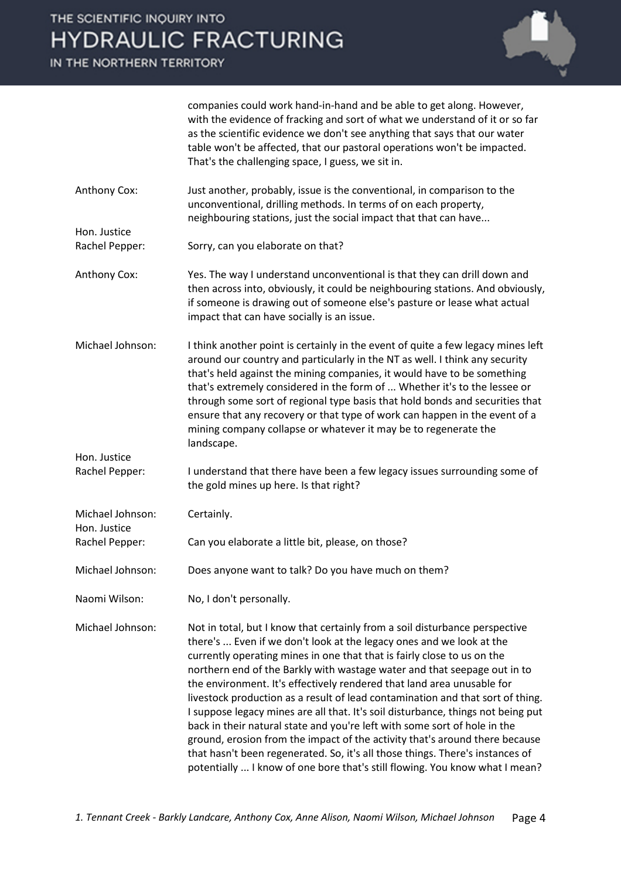companies could work hand-in-hand and be able to get along. However, with the evidence of fracking and sort of what we understand of it or so far as the scientific evidence we don't see anything that says that our water table won't be affected, that our pastoral operations won't be impacted. That's the challenging space, I guess, we sit in.

**Anthony Cox:** Just another, probably, issue is the conventional, in comparison to the unconventional, drilling methods. In terms of on each property, neighbouring stations, just the social impact that that can have...

**Hon. Justice Rachel Pepper:** Sorry, can you elaborate on that?

**Anthony Cox:** Yes. The way I understand unconventional is that they can drill down and then across into, obviously, it could be neighbouring stations. And obviously, if someone is drawing out of someone else's pasture or lease what actual impact that can have socially is an issue.

**Michael Johnson:** I think another point is certainly in the event of quite a few legacy mines left around our country and particularly in the NT as well. I think any security that's held against the mining companies, it would have to be something that's extremely considered in the form of ... Whether it's to the lessee or through some sort of regional type basis that hold bonds and securities that ensure that any recovery or that type of work can happen in the event of a mining company collapse or whatever it may be to regenerate the landscape.

**Hon. Justice Rachel Pepper:** I understand that there have been a few legacy issues surrounding some of the gold mines up here. Is that right?

**Michael Johnson:** Certainly.

**Hon. Justice Rachel Pepper:** Can you elaborate a little bit, please, on those?

**Michael Johnson:** Does anyone want to talk? Do you have much on them?

**Naomi Wilson:** No, I don't personally.

**Michael Johnson:** Not in total, but I know that certainly from a soil disturbance perspective there's ... Even if we don't look at the legacy ones and we look at the currently operating mines in one that that is fairly close to us on the northern end of the Barkly with wastage water and that seepage out in to the environment. It's effectively rendered that land area unusable for livestock production as a result of lead contamination and that sort of thing. I suppose legacy mines are all that. It's soil disturbance, things not being put back in their natural state and you're left with some sort of hole in the ground, erosion from the impact of the activity that's around there because that hasn't been regenerated. So, it's all those things. There's instances of potentially ... I know of one bore that's still flowing. You know what I mean?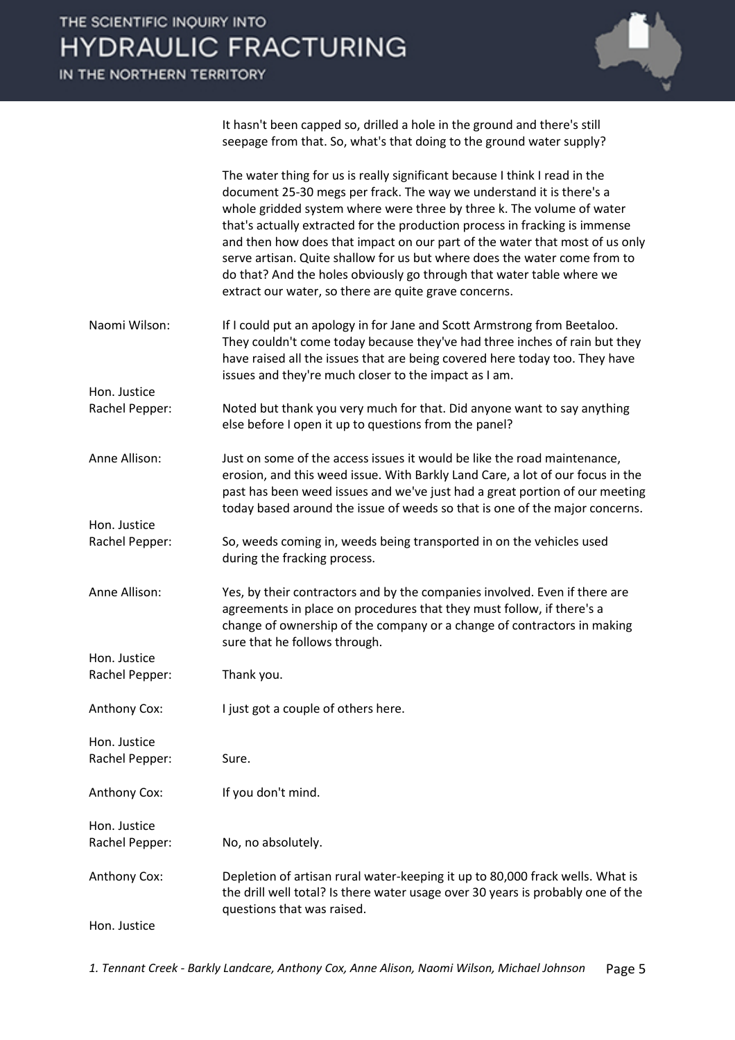It hasn't been capped so, drilled a hole in the ground and there's still seepage from that. So, what's that doing to the ground water supply?

The water thing for us is really significant because I think I read in the document 25-30 megs per frack. The way we understand it is there's a whole gridded system where were three by three k. The volume of water that's actually extracted for the production process in fracking is immense and then how does that impact on our part of the water that most of us only serve artisan. Quite shallow for us but where does the water come from to do that? And the holes obviously go through that water table where we extract our water, so there are quite grave concerns.

**Naomi Wilson:** If I could put an apology in for Jane and Scott Armstrong from Beetaloo. They couldn't come today because they've had three inches of rain but they have raised all the issues that are being covered here today too. They have issues and they're much closer to the impact as I am.

**Hon. Justice Rachel Pepper:** Noted but thank you very much for that. Did anyone want to say anything else before I open it up to questions from the panel?

**Anne Allison:** Just on some of the access issues it would be like the road maintenance, erosion, and this weed issue. With Barkly Land Care, a lot of our focus in the past has been weed issues and we've just had a great portion of our meeting today based around the issue of weeds so that is one of the major concerns.

**Hon. Justice Rachel Pepper:** So, weeds coming in, weeds being transported in on the vehicles used during the fracking process.

**Anne Allison:** Yes, by their contractors and by the companies involved. Even if there are agreements in place on procedures that they must follow, if there's a change of ownership of the company or a change of contractors in making sure that he follows through.

**Hon. Justice Rachel Pepper:** Thank you.

**Anthony Cox:** I just got a couple of others here.

**Hon. Justice Rachel Pepper:** Sure.

**Anthony Cox:** If you don't mind.

**Hon. Justice Rachel Pepper:** No, no absolutely.

**Anthony Cox:** Depletion of artisan rural water-keeping it up to 80,000 frack wells. What is the drill well total? Is there water usage over 30 years is probably one of the questions that was raised.

**Hon. Justice**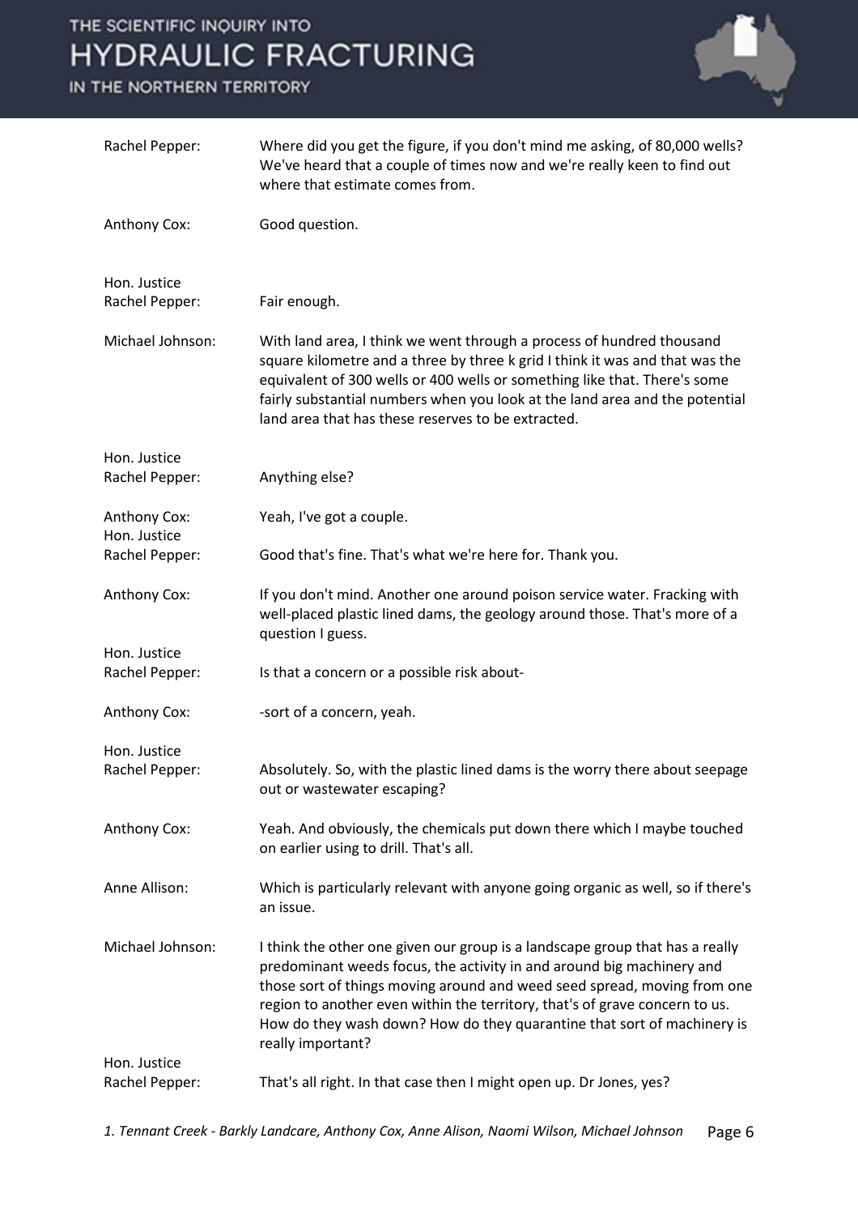Rachel Pepper: Where did you get the figure, if you don't mind me asking, of 80,000 wells? We've heard that a couple of times now and we're really keen to find out where that estimate comes from.

Anthony Cox: Good question.

Hon. Justice Rachel Pepper: Fair enough.

Michael Johnson: With land area, I think we went through a process of hundred thousand square kilometre and a three by three k grid I think it was and that was the equivalent of 300 wells or 400 wells or something like that. There's some fairly substantial numbers when you look at the land area and the potential land area that has these reserves to be extracted.

Hon. Justice Rachel Pepper: Anything else?

Anthony Cox: Yeah, I've got a couple.

Hon. Justice Rachel Pepper: Good that's fine. That's what we're here for. Thank you.

Anthony Cox: If you don't mind. Another one around poison service water. Fracking with well-placed plastic lined dams, the geology around those. That's more of a question I guess.

Hon. Justice Rachel Pepper: Is that a concern or a possible risk about-

Anthony Cox: -sort of a concern, yeah.

Hon. Justice Rachel Pepper: Absolutely. So, with the plastic lined dams is the worry there about seepage out or wastewater escaping?

Anthony Cox: Yeah. And obviously, the chemicals put down there which I maybe touched on earlier using to drill. That's all.

Anne Allison: Which is particularly relevant with anyone going organic as well, so if there's an issue.

Michael Johnson: I think the other one given our group is a landscape group that has a really predominant weeds focus, the activity in and around big machinery and those sort of things moving around and weed seed spread, moving from one region to another even within the territory, that's of grave concern to us. How do they wash down? How do they quarantine that sort of machinery is really important?

Hon. Justice Rachel Pepper: That's all right. In that case then I might open up. Dr Jones, yes?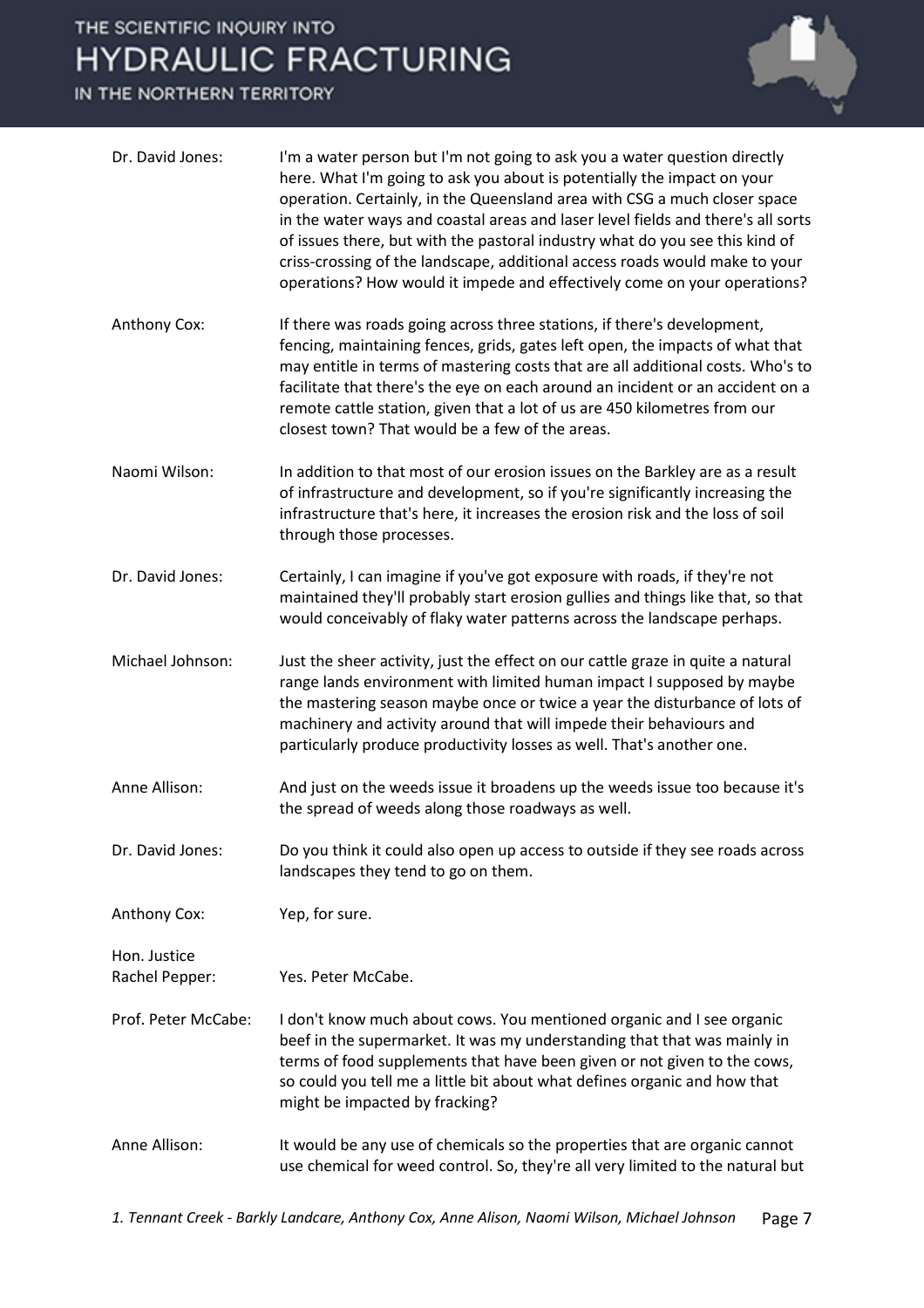Dr. David Jones: I'm a water person but I'm not going to ask you a water question directly here. What I'm going to ask you about is potentially the impact on your operation. Certainly, in the Queensland area with CSG a much closer space in the water ways and coastal areas and laser level fields and there's all sorts of issues there, but with the pastoral industry what do you see this kind of criss-crossing of the landscape, additional access roads would make to your operations? How would it impede and effectively come on your operations?

Anthony Cox: If there was roads going across three stations, if there's development, fencing, maintaining fences, grids, gates left open, the impacts of what that may entitle in terms of mastering costs that are all additional costs. Who's to facilitate that there's the eye on each around an incident or an accident on a remote cattle station, given that a lot of us are 450 kilometres from our closest town? That would be a few of the areas.

Naomi Wilson: In addition to that most of our erosion issues on the Barkley are as a result of infrastructure and development, so if you're significantly increasing the infrastructure that's here, it increases the erosion risk and the loss of soil through those processes.

Dr. David Jones: Certainly, I can imagine if you've got exposure with roads, if they're not maintained they'll probably start erosion gullies and things like that, so that would conceivably of flaky water patterns across the landscape perhaps.

Michael Johnson: Just the sheer activity, just the effect on our cattle graze in quite a natural range lands environment with limited human impact I supposed by maybe the mastering season maybe once or twice a year the disturbance of lots of machinery and activity around that will impede their behaviours and particularly produce productivity losses as well. That's another one.

Anne Allison: And just on the weeds issue it broadens up the weeds issue too because it's the spread of weeds along those roadways as well.

Dr. David Jones: Do you think it could also open up access to outside if they see roads across landscapes they tend to go on them.

Anthony Cox: Yep, for sure.

Hon. Justice Rachel Pepper: Yes. Peter McCabe.

Prof. Peter McCabe: I don't know much about cows. You mentioned organic and I see organic beef in the supermarket. It was my understanding that that was mainly in terms of food supplements that have been given or not given to the cows, so could you tell me a little bit about what defines organic and how that might be impacted by fracking?

Anne Allison: It would be any use of chemicals so the properties that are organic cannot use chemical for weed control. So, they're all very limited to the natural but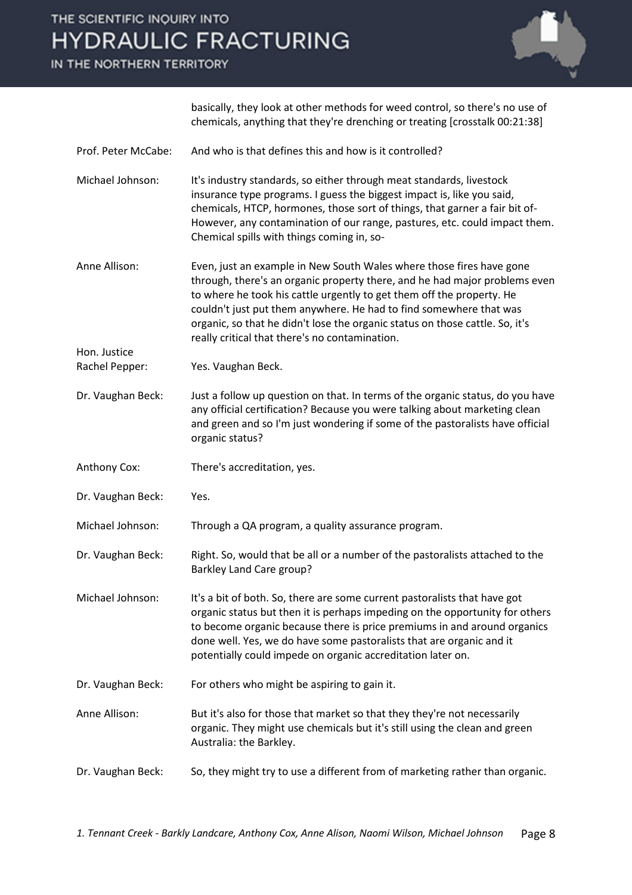basically, they look at other methods for weed control, so there's no use of chemicals, anything that they're drenching or treating [crosstalk 00:21:38]

**Prof. Peter McCabe:** And who is that defines this and how is it controlled?

**Michael Johnson:** It's industry standards, so either through meat standards, livestock insurance type programs. I guess the biggest impact is, like you said, chemicals, HTCP, hormones, those sort of things, that garner a fair bit of- However, any contamination of our range, pastures, etc. could impact them. Chemical spills with things coming in, so-

**Anne Allison:** Even, just an example in New South Wales where those fires have gone through, there's an organic property there, and he had major problems even to where he took his cattle urgently to get them off the property. He couldn't just put them anywhere. He had to find somewhere that was organic, so that he didn't lose the organic status on those cattle. So, it's really critical that there's no contamination.

**Hon. Justice Rachel Pepper:** Yes. Vaughan Beck.

**Dr. Vaughan Beck:** Just a follow up question on that. In terms of the organic status, do you have any official certification? Because you were talking about marketing clean and green and so I'm just wondering if some of the pastoralists have official organic status?

**Anthony Cox:** There's accreditation, yes.

**Dr. Vaughan Beck:** Yes.

**Michael Johnson:** Through a QA program, a quality assurance program.

**Dr. Vaughan Beck:** Right. So, would that be all or a number of the pastoralists attached to the Barkley Land Care group?

**Michael Johnson:** It's a bit of both. So, there are some current pastoralists that have got organic status but then it is perhaps impeding on the opportunity for others to become organic because there is price premiums in and around organics done well. Yes, we do have some pastoralists that are organic and it potentially could impede on organic accreditation later on.

**Dr. Vaughan Beck:** For others who might be aspiring to gain it.

**Anne Allison:** But it's also for those that market so that they they're not necessarily organic. They might use chemicals but it's still using the clean and green Australia: the Barkley.

**Dr. Vaughan Beck:** So, they might try to use a different from of marketing rather than organic.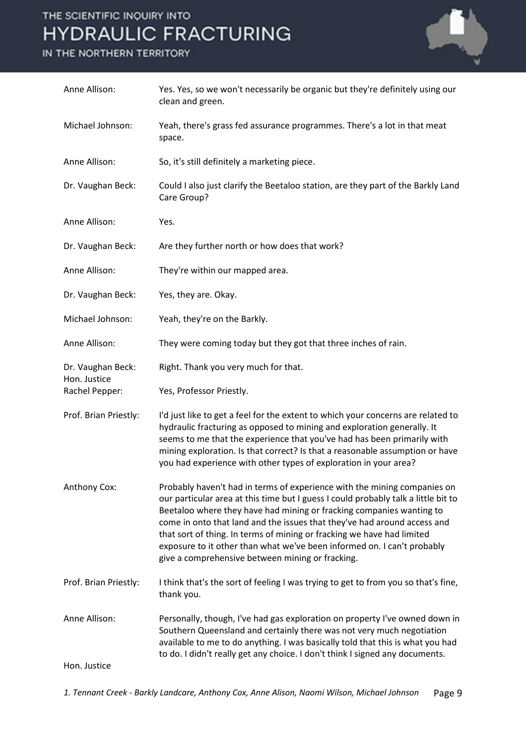Anne Allison: Yes. Yes, so we won't necessarily be organic but they're definitely using our clean and green.

Michael Johnson: Yeah, there's grass fed assurance programmes. There's a lot in that meat space.

Anne Allison: So, it's still definitely a marketing piece.

Dr. Vaughan Beck: Could I also just clarify the Beetaloo station, are they part of the Barkly Land Care Group?

Anne Allison: Yes.

Dr. Vaughan Beck: Are they further north or how does that work?

Anne Allison: They're within our mapped area.

Dr. Vaughan Beck: Yes, they are. Okay.

Michael Johnson: Yeah, they're on the Barkly.

Anne Allison: They were coming today but they got that three inches of rain.

Dr. Vaughan Beck: Right. Thank you very much for that.

Hon. Justice Rachel Pepper: Yes, Professor Priestly.

Prof. Brian Priestly: I'd just like to get a feel for the extent to which your concerns are related to hydraulic fracturing as opposed to mining and exploration generally. It seems to me that the experience that you've had has been primarily with mining exploration. Is that correct? Is that a reasonable assumption or have you had experience with other types of exploration in your area?

Anthony Cox: Probably haven't had in terms of experience with the mining companies on our particular area at this time but I guess I could probably talk a little bit to Beetaloo where they have had mining or fracking companies wanting to come in onto that land and the issues that they've had around access and that sort of thing. In terms of mining or fracking we have had limited exposure to it other than what we've been informed on. I can't probably give a comprehensive between mining or fracking.

Prof. Brian Priestly: I think that's the sort of feeling I was trying to get to from you so that's fine, thank you.

Anne Allison: Personally, though, I've had gas exploration on property I've owned down in Southern Queensland and certainly there was not very much negotiation available to me to do anything. I was basically told that this is what you had to do. I didn't really get any choice. I don't think I signed any documents.

Hon. Justice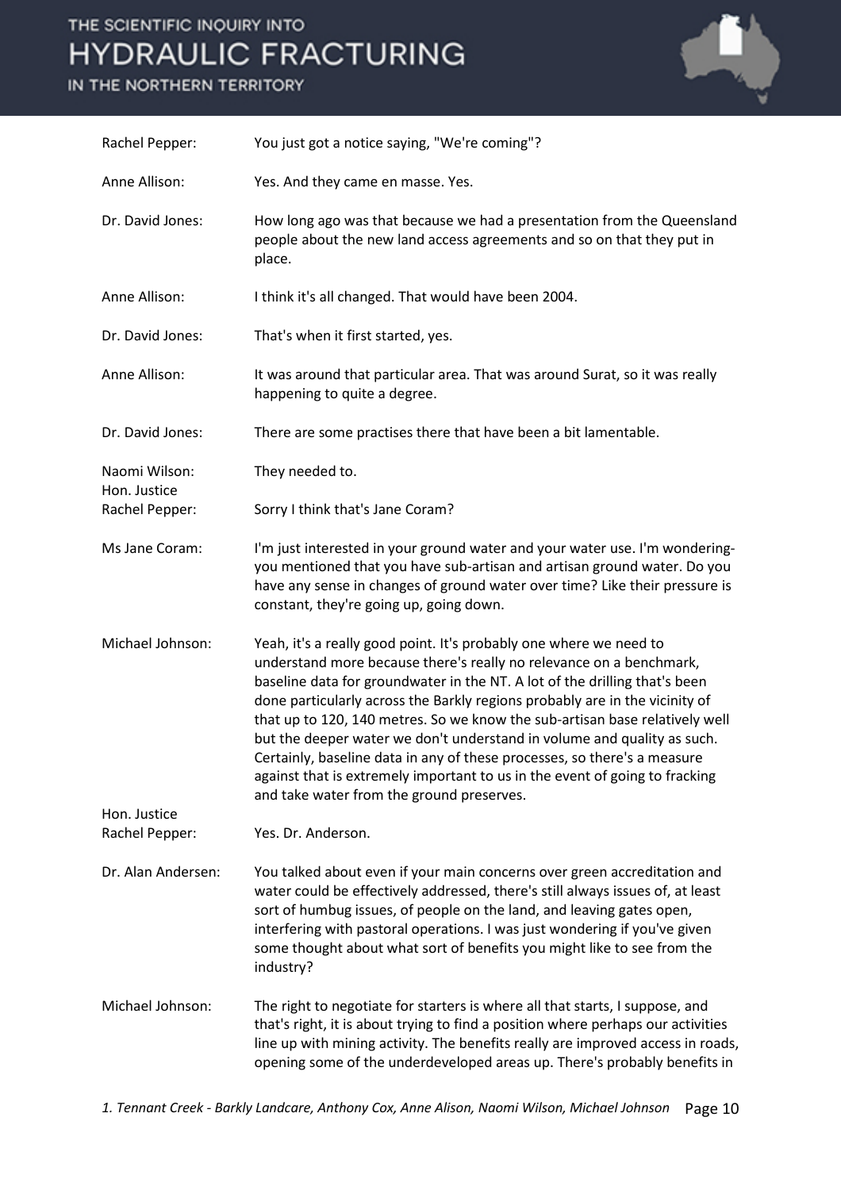Rachel Pepper: You just got a notice saying, "We're coming"?

Anne Allison: Yes. And they came en masse. Yes.

Dr. David Jones: How long ago was that because we had a presentation from the Queensland people about the new land access agreements and so on that they put in place.

Anne Allison: I think it's all changed. That would have been 2004.

Dr. David Jones: That's when it first started, yes.

Anne Allison: It was around that particular area. That was around Surat, so it was really happening to quite a degree.

Dr. David Jones: There are some practises there that have been a bit lamentable.

Naomi Wilson: They needed to.

Hon. Justice Rachel Pepper: Sorry I think that's Jane Coram?

Ms Jane Coram: I'm just interested in your ground water and your water use. I'm wondering- you mentioned that you have sub-artisan and artisan ground water. Do you have any sense in changes of ground water over time? Like their pressure is constant, they're going up, going down.

Michael Johnson: Yeah, it's a really good point. It's probably one where we need to understand more because there's really no relevance on a benchmark, baseline data for groundwater in the NT. A lot of the drilling that's been done particularly across the Barkly regions probably are in the vicinity of that up to 120, 140 metres. So we know the sub-artisan base relatively well but the deeper water we don't understand in volume and quality as such. Certainly, baseline data in any of these processes, so there's a measure against that is extremely important to us in the event of going to fracking and take water from the ground preserves.

Hon. Justice Rachel Pepper: Yes. Dr. Anderson.

Dr. Alan Andersen: You talked about even if your main concerns over green accreditation and water could be effectively addressed, there's still always issues of, at least sort of humbug issues, of people on the land, and leaving gates open, interfering with pastoral operations. I was just wondering if you've given some thought about what sort of benefits you might like to see from the industry?

Michael Johnson: The right to negotiate for starters is where all that starts, I suppose, and that's right, it is about trying to find a position where perhaps our activities line up with mining activity. The benefits really are improved access in roads, opening some of the underdeveloped areas up. There's probably benefits in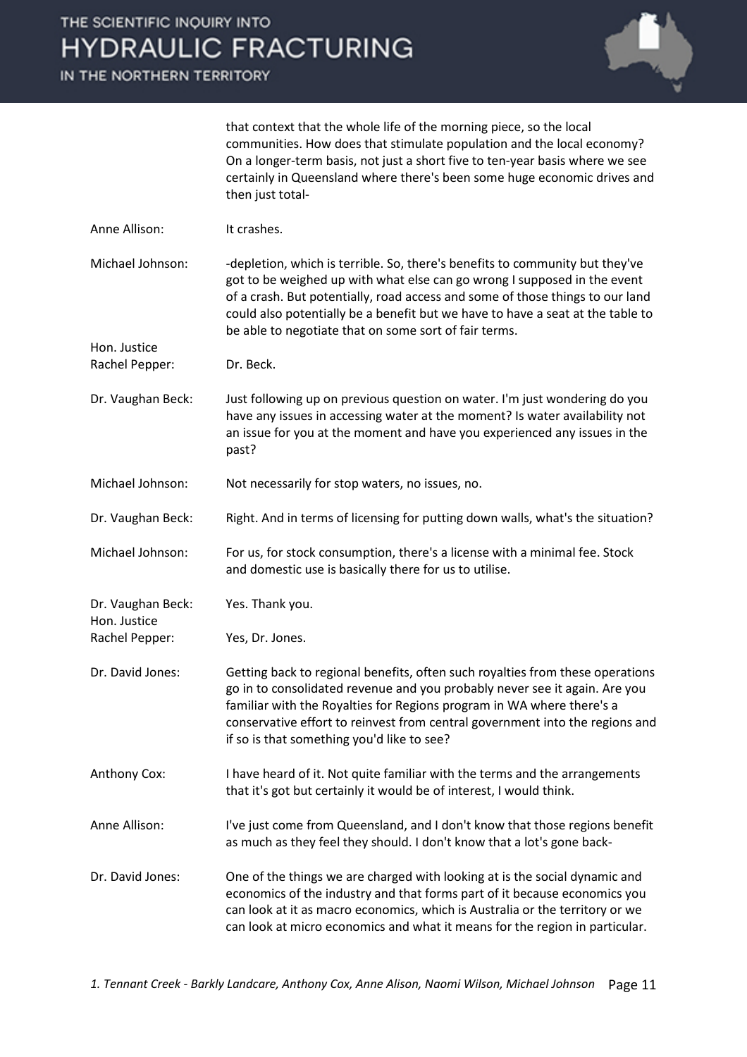that context that the whole life of the morning piece, so the local communities. How does that stimulate population and the local economy? On a longer-term basis, not just a short five to ten-year basis where we see certainly in Queensland where there's been some huge economic drives and then just total-

**Anne Allison:** It crashes.

**Michael Johnson:** -depletion, which is terrible. So, there's benefits to community but they've got to be weighed up with what else can go wrong I supposed in the event of a crash. But potentially, road access and some of those things to our land could also potentially be a benefit but we have to have a seat at the table to be able to negotiate that on some sort of fair terms.

**Hon. Justice Rachel Pepper:** Dr. Beck.

**Dr. Vaughan Beck:** Just following up on previous question on water. I'm just wondering do you have any issues in accessing water at the moment? Is water availability not an issue for you at the moment and have you experienced any issues in the past?

**Michael Johnson:** Not necessarily for stop waters, no issues, no.

**Dr. Vaughan Beck:** Right. And in terms of licensing for putting down walls, what's the situation?

**Michael Johnson:** For us, for stock consumption, there's a license with a minimal fee. Stock and domestic use is basically there for us to utilise.

**Dr. Vaughan Beck:** Yes. Thank you.

**Hon. Justice Rachel Pepper:** Yes, Dr. Jones.

**Dr. David Jones:** Getting back to regional benefits, often such royalties from these operations go in to consolidated revenue and you probably never see it again. Are you familiar with the Royalties for Regions program in WA where there's a conservative effort to reinvest from central government into the regions and if so is that something you'd like to see?

**Anthony Cox:** I have heard of it. Not quite familiar with the terms and the arrangements that it's got but certainly it would be of interest, I would think.

**Anne Allison:** I've just come from Queensland, and I don't know that those regions benefit as much as they feel they should. I don't know that a lot's gone back-

**Dr. David Jones:** One of the things we are charged with looking at is the social dynamic and economics of the industry and that forms part of it because economics you can look at it as macro economics, which is Australia or the territory or we can look at micro economics and what it means for the region in particular.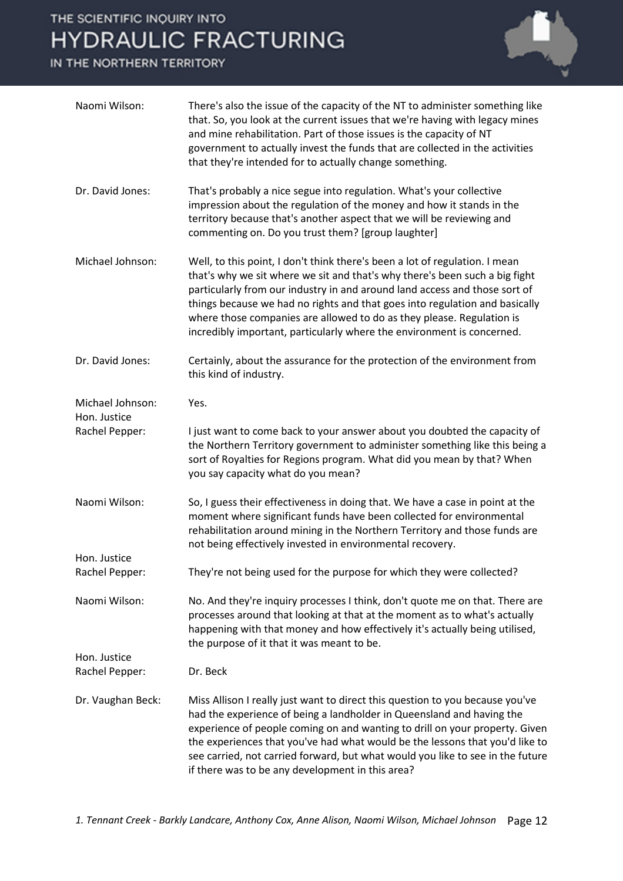**Naomi Wilson:** There's also the issue of the capacity of the NT to administer something like that. So, you look at the current issues that we're having with legacy mines and mine rehabilitation. Part of those issues is the capacity of NT government to actually invest the funds that are collected in the activities that they're intended for to actually change something.

**Dr. David Jones:** That's probably a nice segue into regulation. What's your collective impression about the regulation of the money and how it stands in the territory because that's another aspect that we will be reviewing and commenting on. Do you trust them? [group laughter]

**Michael Johnson:** Well, to this point, I don't think there's been a lot of regulation. I mean that's why we sit where we sit and that's why there's been such a big fight particularly from our industry in and around land access and those sort of things because we had no rights and that goes into regulation and basically where those companies are allowed to do as they please. Regulation is incredibly important, particularly where the environment is concerned.

**Dr. David Jones:** Certainly, about the assurance for the protection of the environment from this kind of industry.

**Michael Johnson:** Yes.

**Hon. Justice Rachel Pepper:** I just want to come back to your answer about you doubted the capacity of the Northern Territory government to administer something like this being a sort of Royalties for Regions program. What did you mean by that? When you say capacity what do you mean?

**Naomi Wilson:** So, I guess their effectiveness in doing that. We have a case in point at the moment where significant funds have been collected for environmental rehabilitation around mining in the Northern Territory and those funds are not being effectively invested in environmental recovery.

**Hon. Justice Rachel Pepper:** They're not being used for the purpose for which they were collected?

**Naomi Wilson:** No. And they're inquiry processes I think, don't quote me on that. There are processes around that looking at that at the moment as to what's actually happening with that money and how effectively it's actually being utilised, the purpose of it that it was meant to be.

**Hon. Justice Rachel Pepper:** Dr. Beck

**Dr. Vaughan Beck:** Miss Allison I really just want to direct this question to you because you've had the experience of being a landholder in Queensland and having the experience of people coming on and wanting to drill on your property. Given the experiences that you've had what would be the lessons that you'd like to see carried, not carried forward, but what would you like to see in the future if there was to be any development in this area?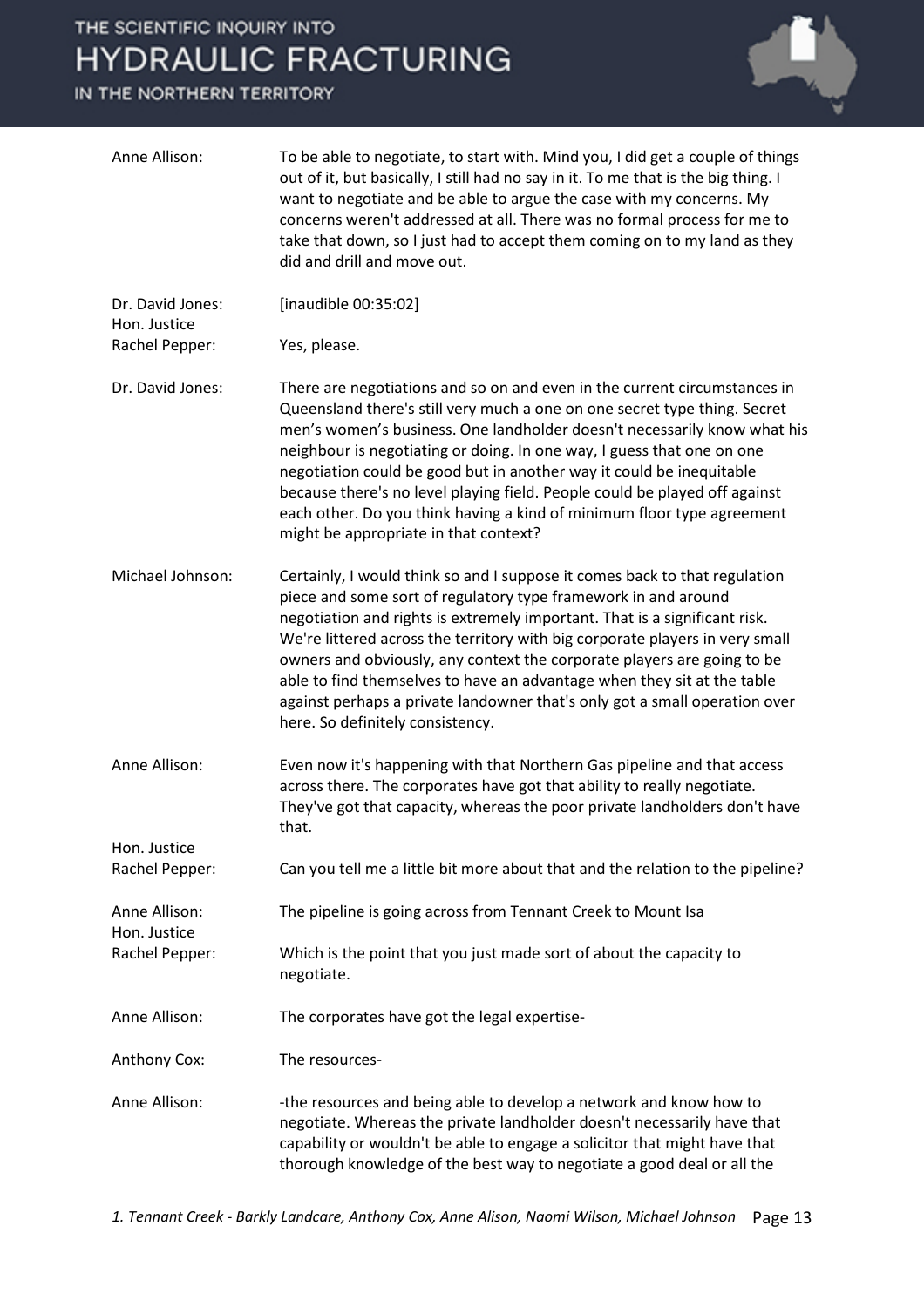**Anne Allison:** To be able to negotiate, to start with. Mind you, I did get a couple of things out of it, but basically, I still had no say in it. To me that is the big thing. I want to negotiate and be able to argue the case with my concerns. My concerns weren't addressed at all. There was no formal process for me to take that down, so I just had to accept them coming on to my land as they did and drill and move out.

**Dr. David Jones:** [inaudible 00:35:02]

**Hon. Justice Rachel Pepper:** Yes, please.

**Dr. David Jones:** There are negotiations and so on and even in the current circumstances in Queensland there's still very much a one on one secret type thing. Secret men's women's business. One landholder doesn't necessarily know what his neighbour is negotiating or doing. In one way, I guess that one on one negotiation could be good but in another way it could be inequitable because there's no level playing field. People could be played off against each other. Do you think having a kind of minimum floor type agreement might be appropriate in that context?

**Michael Johnson:** Certainly, I would think so and I suppose it comes back to that regulation piece and some sort of regulatory type framework in and around negotiation and rights is extremely important. That is a significant risk. We're littered across the territory with big corporate players in very small owners and obviously, any context the corporate players are going to be able to find themselves to have an advantage when they sit at the table against perhaps a private landowner that's only got a small operation over here. So definitely consistency.

**Anne Allison:** Even now it's happening with that Northern Gas pipeline and that access across there. The corporates have got that ability to really negotiate. They've got that capacity, whereas the poor private landholders don't have that.

**Hon. Justice Rachel Pepper:** Can you tell me a little bit more about that and the relation to the pipeline?

**Anne Allison:** The pipeline is going across from Tennant Creek to Mount Isa

**Hon. Justice Rachel Pepper:** Which is the point that you just made sort of about the capacity to negotiate.

**Anne Allison:** The corporates have got the legal expertise-

**Anthony Cox:** The resources-

**Anne Allison:** -the resources and being able to develop a network and know how to negotiate. Whereas the private landholder doesn't necessarily have that capability or wouldn't be able to engage a solicitor that might have that thorough knowledge of the best way to negotiate a good deal or all the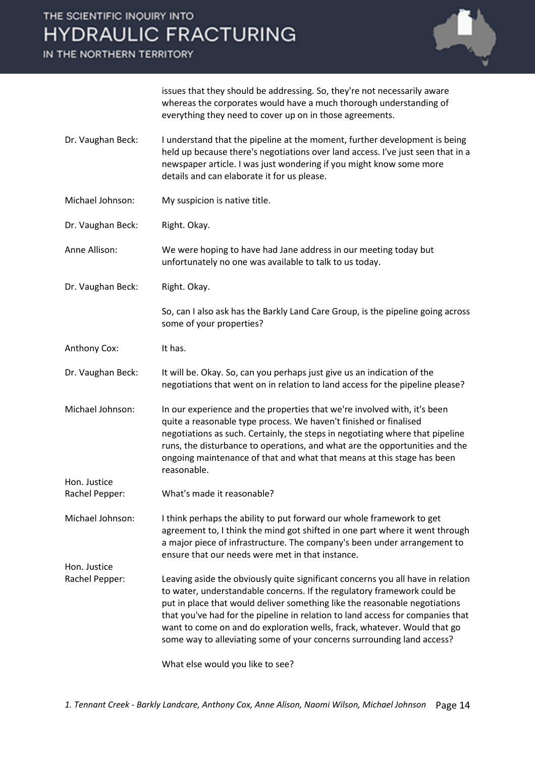issues that they should be addressing. So, they're not necessarily aware whereas the corporates would have a much thorough understanding of everything they need to cover up on in those agreements.

**Dr. Vaughan Beck:** I understand that the pipeline at the moment, further development is being held up because there's negotiations over land access. I've just seen that in a newspaper article. I was just wondering if you might know some more details and can elaborate it for us please.

**Michael Johnson:** My suspicion is native title.

**Dr. Vaughan Beck:** Right. Okay.

**Anne Allison:** We were hoping to have had Jane address in our meeting today but unfortunately no one was available to talk to us today.

**Dr. Vaughan Beck:** Right. Okay.

So, can I also ask has the Barkly Land Care Group, is the pipeline going across some of your properties?

**Anthony Cox:** It has.

**Dr. Vaughan Beck:** It will be. Okay. So, can you perhaps just give us an indication of the negotiations that went on in relation to land access for the pipeline please?

**Michael Johnson:** In our experience and the properties that we're involved with, it's been quite a reasonable type process. We haven't finished or finalised negotiations as such. Certainly, the steps in negotiating where that pipeline runs, the disturbance to operations, and what are the opportunities and the ongoing maintenance of that and what that means at this stage has been reasonable.

**Hon. Justice Rachel Pepper:** What's made it reasonable?

**Michael Johnson:** I think perhaps the ability to put forward our whole framework to get agreement to, I think the mind got shifted in one part where it went through a major piece of infrastructure. The company's been under arrangement to ensure that our needs were met in that instance.

**Hon. Justice Rachel Pepper:** Leaving aside the obviously quite significant concerns you all have in relation to water, understandable concerns. If the regulatory framework could be put in place that would deliver something like the reasonable negotiations that you've had for the pipeline in relation to land access for companies that want to come on and do exploration wells, frack, whatever. Would that go some way to alleviating some of your concerns surrounding land access?

What else would you like to see?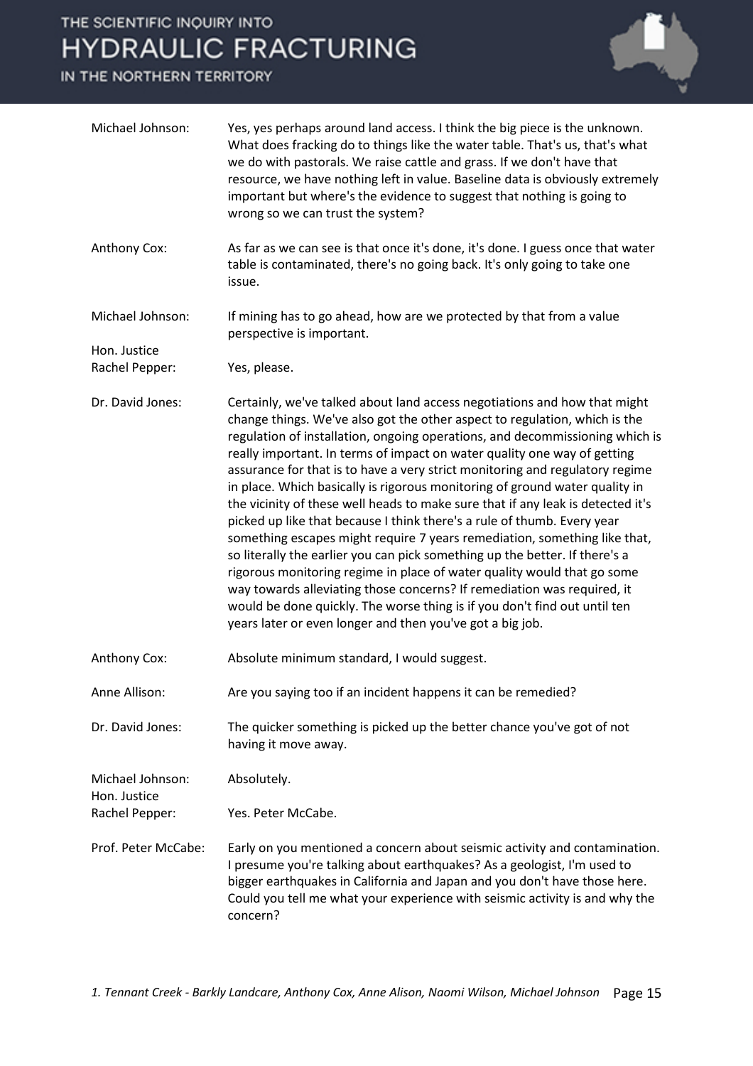Michael Johnson: Yes, yes perhaps around land access. I think the big piece is the unknown. What does fracking do to things like the water table. That's us, that's what we do with pastorals. We raise cattle and grass. If we don't have that resource, we have nothing left in value. Baseline data is obviously extremely important but where's the evidence to suggest that nothing is going to wrong so we can trust the system?

Anthony Cox: As far as we can see is that once it's done, it's done. I guess once that water table is contaminated, there's no going back. It's only going to take one issue.

Michael Johnson: If mining has to go ahead, how are we protected by that from a value perspective is important.

Hon. Justice Rachel Pepper: Yes, please.

Dr. David Jones: Certainly, we've talked about land access negotiations and how that might change things. We've also got the other aspect to regulation, which is the regulation of installation, ongoing operations, and decommissioning which is really important. In terms of impact on water quality one way of getting assurance for that is to have a very strict monitoring and regulatory regime in place. Which basically is rigorous monitoring of ground water quality in the vicinity of these well heads to make sure that if any leak is detected it's picked up like that because I think there's a rule of thumb. Every year something escapes might require 7 years remediation, something like that, so literally the earlier you can pick something up the better. If there's a rigorous monitoring regime in place of water quality would that go some way towards alleviating those concerns? If remediation was required, it would be done quickly. The worse thing is if you don't find out until ten years later or even longer and then you've got a big job.

Anthony Cox: Absolute minimum standard, I would suggest.

Anne Allison: Are you saying too if an incident happens it can be remedied?

Dr. David Jones: The quicker something is picked up the better chance you've got of not having it move away.

Michael Johnson: Absolutely.

Hon. Justice Rachel Pepper: Yes. Peter McCabe.

Prof. Peter McCabe: Early on you mentioned a concern about seismic activity and contamination. I presume you're talking about earthquakes? As a geologist, I'm used to bigger earthquakes in California and Japan and you don't have those here. Could you tell me what your experience with seismic activity is and why the concern?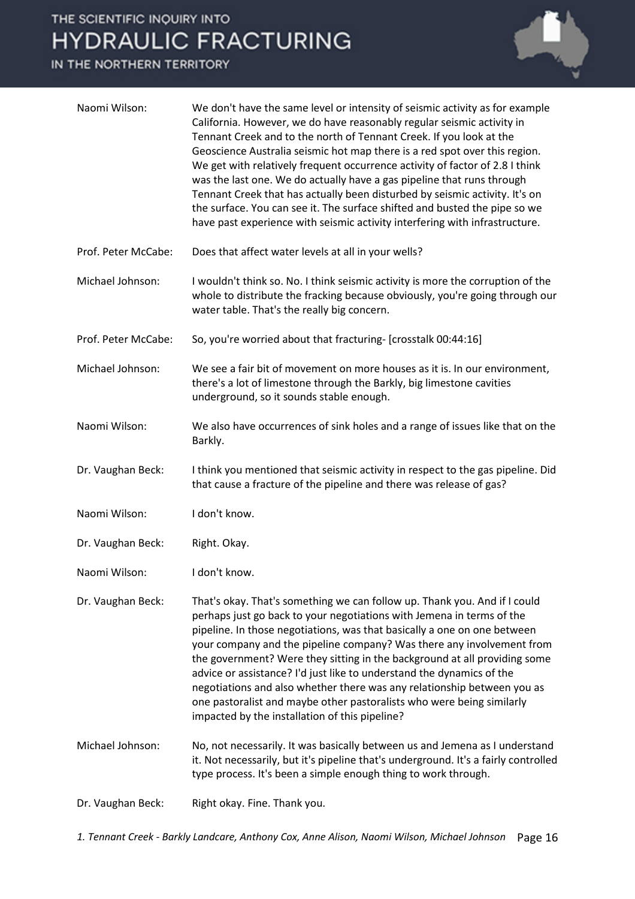Naomi Wilson: We don't have the same level or intensity of seismic activity as for example California. However, we do have reasonably regular seismic activity in Tennant Creek and to the north of Tennant Creek. If you look at the Geoscience Australia seismic hot map there is a red spot over this region. We get with relatively frequent occurrence activity of factor of 2.8 I think was the last one. We do actually have a gas pipeline that runs through Tennant Creek that has actually been disturbed by seismic activity. It's on the surface. You can see it. The surface shifted and busted the pipe so we have past experience with seismic activity interfering with infrastructure.

Prof. Peter McCabe: Does that affect water levels at all in your wells?

Michael Johnson: I wouldn't think so. No. I think seismic activity is more the corruption of the whole to distribute the fracking because obviously, you're going through our water table. That's the really big concern.

Prof. Peter McCabe: So, you're worried about that fracturing- [crosstalk 00:44:16]

Michael Johnson: We see a fair bit of movement on more houses as it is. In our environment, there's a lot of limestone through the Barkly, big limestone cavities underground, so it sounds stable enough.

Naomi Wilson: We also have occurrences of sink holes and a range of issues like that on the Barkly.

Dr. Vaughan Beck: I think you mentioned that seismic activity in respect to the gas pipeline. Did that cause a fracture of the pipeline and there was release of gas?

Naomi Wilson: I don't know.

Dr. Vaughan Beck: Right. Okay.

Naomi Wilson: I don't know.

Dr. Vaughan Beck: That's okay. That's something we can follow up. Thank you. And if I could perhaps just go back to your negotiations with Jemena in terms of the pipeline. In those negotiations, was that basically a one on one between your company and the pipeline company? Was there any involvement from the government? Were they sitting in the background at all providing some advice or assistance? I'd just like to understand the dynamics of the negotiations and also whether there was any relationship between you as one pastoralist and maybe other pastoralists who were being similarly impacted by the installation of this pipeline?

Michael Johnson: No, not necessarily. It was basically between us and Jemena as I understand it. Not necessarily, but it's pipeline that's underground. It's a fairly controlled type process. It's been a simple enough thing to work through.

Dr. Vaughan Beck: Right okay. Fine. Thank you.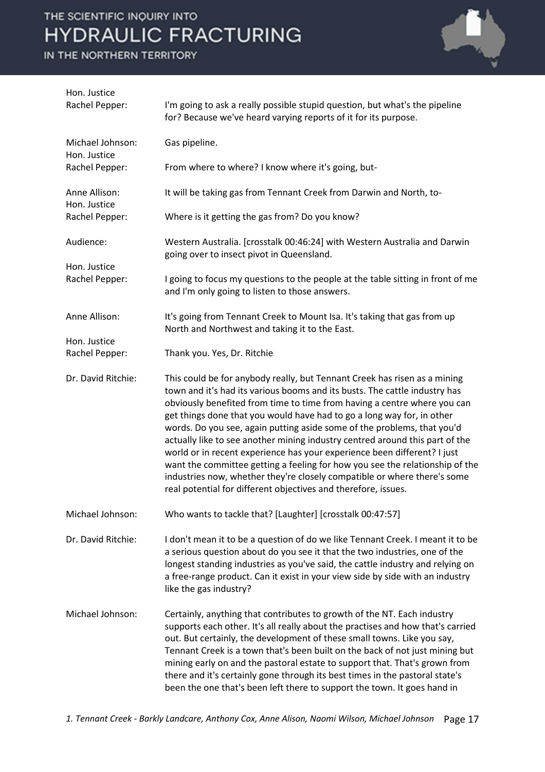Hon. Justice Rachel Pepper: I'm going to ask a really possible stupid question, but what's the pipeline for? Because we've heard varying reports of it for its purpose.

Michael Johnson: Gas pipeline.

Hon. Justice Rachel Pepper: From where to where? I know where it's going, but-

Anne Allison: It will be taking gas from Tennant Creek from Darwin and North, to-

Hon. Justice Rachel Pepper: Where is it getting the gas from? Do you know?

Audience: Western Australia. [crosstalk 00:46:24] with Western Australia and Darwin going over to insect pivot in Queensland.

Hon. Justice Rachel Pepper: I going to focus my questions to the people at the table sitting in front of me and I'm only going to listen to those answers.

Anne Allison: It's going from Tennant Creek to Mount Isa. It's taking that gas from up North and Northwest and taking it to the East.

Hon. Justice Rachel Pepper: Thank you. Yes, Dr. Ritchie

Dr. David Ritchie: This could be for anybody really, but Tennant Creek has risen as a mining town and it's had its various booms and its busts. The cattle industry has obviously benefited from time to time from having a centre where you can get things done that you would have had to go a long way for, in other words. Do you see, again putting aside some of the problems, that you'd actually like to see another mining industry centred around this part of the world or in recent experience has your experience been different? I just want the committee getting a feeling for how you see the relationship of the industries now, whether they're closely compatible or where there's some real potential for different objectives and therefore, issues.

Michael Johnson: Who wants to tackle that? [Laughter] [crosstalk 00:47:57]

Dr. David Ritchie: I don't mean it to be a question of do we like Tennant Creek. I meant it to be a serious question about do you see it that the two industries, one of the longest standing industries as you've said, the cattle industry and relying on a free-range product. Can it exist in your view side by side with an industry like the gas industry?

Michael Johnson: Certainly, anything that contributes to growth of the NT. Each industry supports each other. It's all really about the practises and how that's carried out. But certainly, the development of these small towns. Like you say, Tennant Creek is a town that's been built on the back of not just mining but mining early on and the pastoral estate to support that. That's grown from there and it's certainly gone through its best times in the pastoral state's been the one that's been left there to support the town. It goes hand in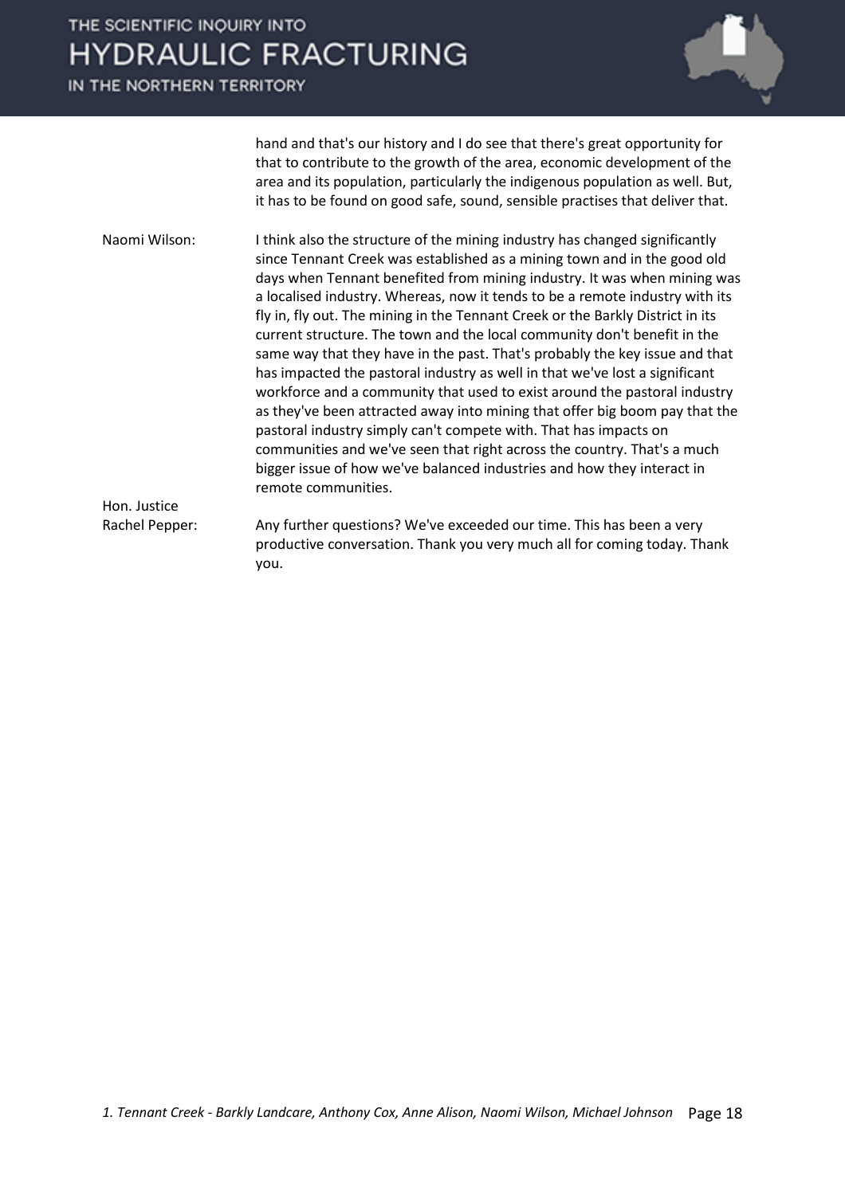hand and that's our history and I do see that there's great opportunity for that to contribute to the growth of the area, economic development of the area and its population, particularly the indigenous population as well. But, it has to be found on good safe, sound, sensible practises that deliver that.

Naomi Wilson: I think also the structure of the mining industry has changed significantly since Tennant Creek was established as a mining town and in the good old days when Tennant benefited from mining industry. It was when mining was a localised industry. Whereas, now it tends to be a remote industry with its fly in, fly out. The mining in the Tennant Creek or the Barkly District in its current structure. The town and the local community don't benefit in the same way that they have in the past. That's probably the key issue and that has impacted the pastoral industry as well in that we've lost a significant workforce and a community that used to exist around the pastoral industry as they've been attracted away into mining that offer big boom pay that the pastoral industry simply can't compete with. That has impacts on communities and we've seen that right across the country. That's a much bigger issue of how we've balanced industries and how they interact in remote communities.

Hon. Justice Rachel Pepper: Any further questions? We've exceeded our time. This has been a very productive conversation. Thank you very much all for coming today. Thank you.